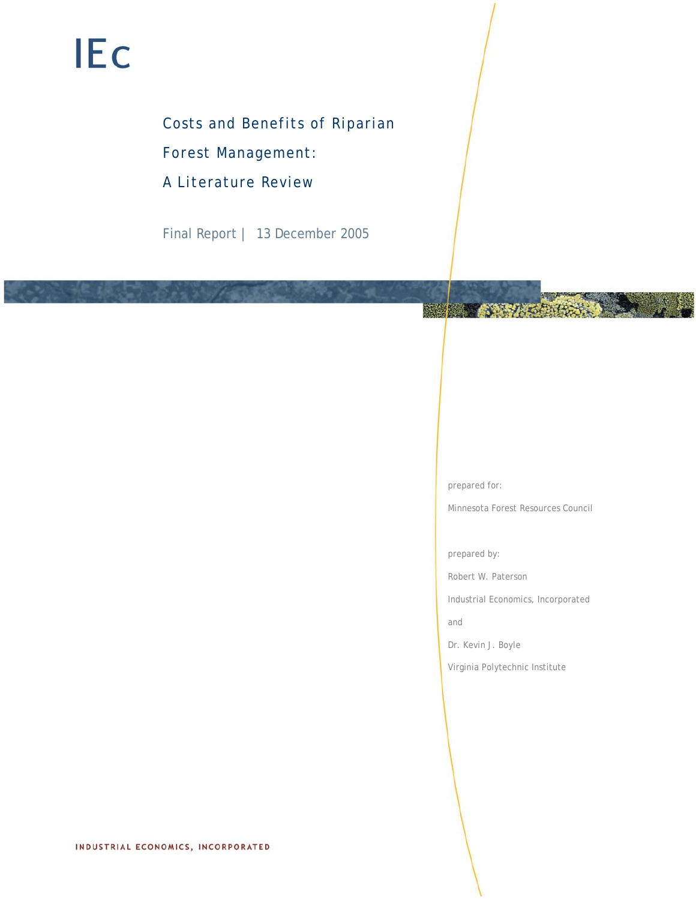IEc

# Costs and Benefits of Riparian Forest Management: A Literature Review

Final Report | 13 December 2005

prepared for:

Minnesota Forest Resources Council

prepared by:

Robert W. Paterson

Industrial Economics, Incorporated

and

Dr. Kevin J. Boyle

Virginia Polytechnic Institute

INDUSTRIAL ECONOMICS, INCORPORATED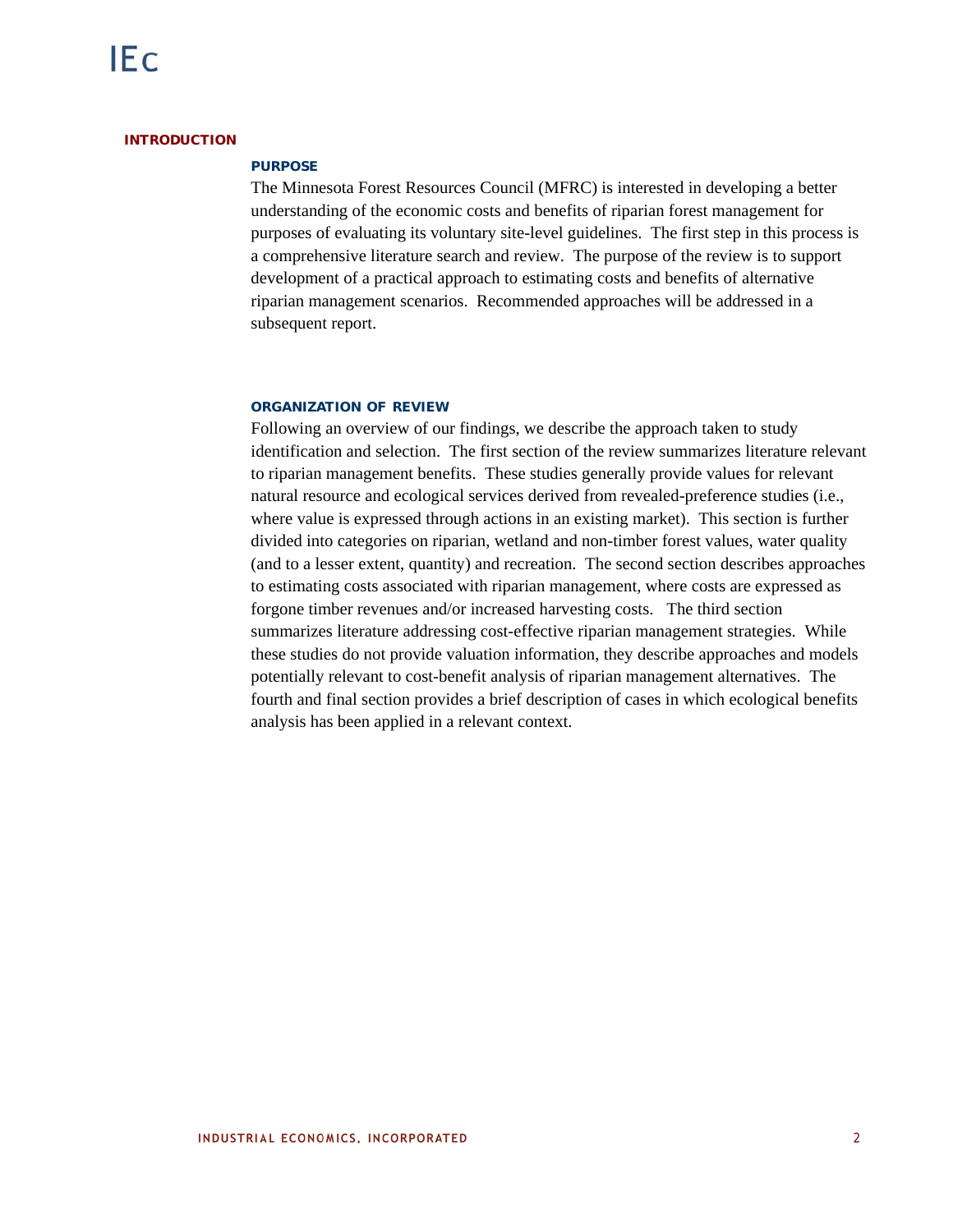# INTRODUCTION

## PURPOSE

The Minnesota Forest Resources Council (MFRC) is interested in developing a better understanding of the economic costs and benefits of riparian forest management for purposes of evaluating its voluntary site-level guidelines. The first step in this process is a comprehensive literature search and review. The purpose of the review is to support development of a practical approach to estimating costs and benefits of alternative riparian management scenarios. Recommended approaches will be addressed in a subsequent report.

## ORGANIZATION OF REVIEW

Following an overview of our findings, we describe the approach taken to study identification and selection. The first section of the review summarizes literature relevant to riparian management benefits. These studies generally provide values for relevant natural resource and ecological services derived from revealed-preference studies (i.e., where value is expressed through actions in an existing market). This section is further divided into categories on riparian, wetland and non-timber forest values, water quality (and to a lesser extent, quantity) and recreation. The second section describes approaches to estimating costs associated with riparian management, where costs are expressed as forgone timber revenues and/or increased harvesting costs. The third section summarizes literature addressing cost-effective riparian management strategies. While these studies do not provide valuation information, they describe approaches and models potentially relevant to cost-benefit analysis of riparian management alternatives. The fourth and final section provides a brief description of cases in which ecological benefits analysis has been applied in a relevant context.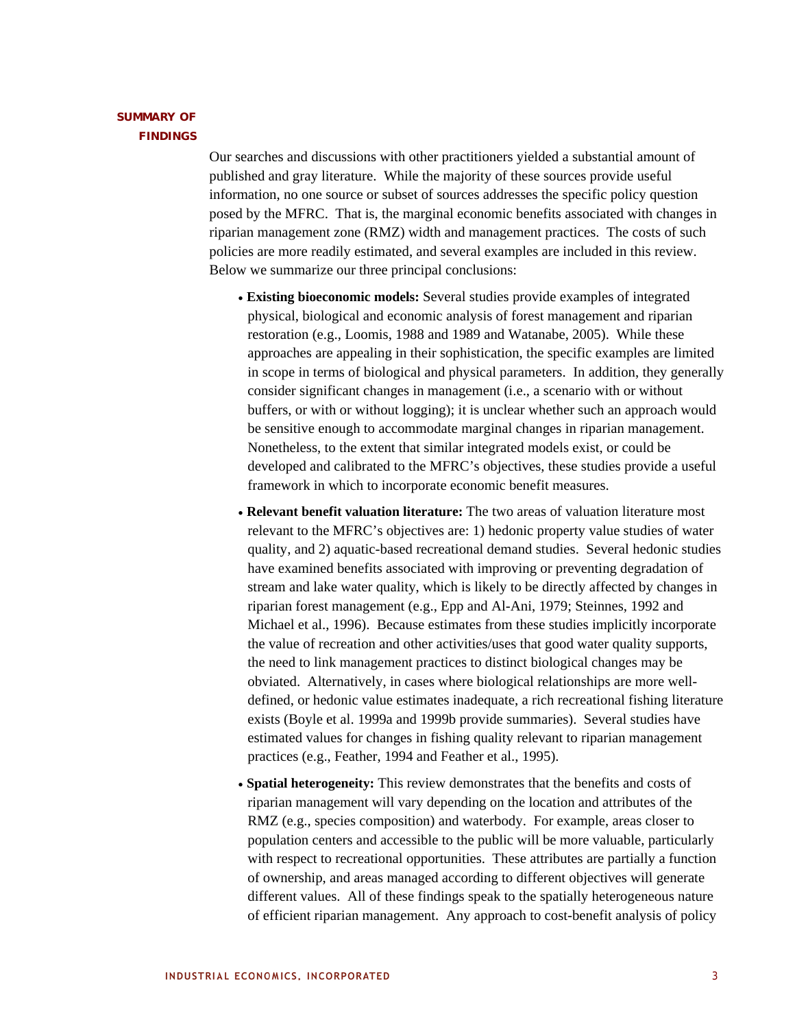## SUMMARY OF FINDINGS

Our searches and discussions with other practitioners yielded a substantial amount of published and gray literature. While the majority of these sources provide useful information, no one source or subset of sources addresses the specific policy question posed by the MFRC. That is, the marginal economic benefits associated with changes in riparian management zone (RMZ) width and management practices. The costs of such policies are more readily estimated, and several examples are included in this review. Below we summarize our three principal conclusions:

- **Existing bioeconomic models:** Several studies provide examples of integrated physical, biological and economic analysis of forest management and riparian restoration (e.g., Loomis, 1988 and 1989 and Watanabe, 2005). While these approaches are appealing in their sophistication, the specific examples are limited in scope in terms of biological and physical parameters. In addition, they generally consider significant changes in management (i.e., a scenario with or without buffers, or with or without logging); it is unclear whether such an approach would be sensitive enough to accommodate marginal changes in riparian management. Nonetheless, to the extent that similar integrated models exist, or could be developed and calibrated to the MFRC's objectives, these studies provide a useful framework in which to incorporate economic benefit measures.

- **Relevant benefit valuation literature:** The two areas of valuation literature most relevant to the MFRC's objectives are: 1) hedonic property value studies of water quality, and 2) aquatic-based recreational demand studies. Several hedonic studies have examined benefits associated with improving or preventing degradation of stream and lake water quality, which is likely to be directly affected by changes in riparian forest management (e.g., Epp and Al-Ani, 1979; Steinnes, 1992 and Michael et al., 1996). Because estimates from these studies implicitly incorporate the value of recreation and other activities/uses that good water quality supports, the need to link management practices to distinct biological changes may be obviated. Alternatively, in cases where biological relationships are more well-defined, or hedonic value estimates inadequate, a rich recreational fishing literature exists (Boyle et al. 1999a and 1999b provide summaries). Several studies have estimated values for changes in fishing quality relevant to riparian management practices (e.g., Feather, 1994 and Feather et al., 1995).

- **Spatial heterogeneity:** This review demonstrates that the benefits and costs of riparian management will vary depending on the location and attributes of the RMZ (e.g., species composition) and waterbody. For example, areas closer to population centers and accessible to the public will be more valuable, particularly with respect to recreational opportunities. These attributes are partially a function of ownership, and areas managed according to different objectives will generate different values. All of these findings speak to the spatially heterogeneous nature of efficient riparian management. Any approach to cost-benefit analysis of policy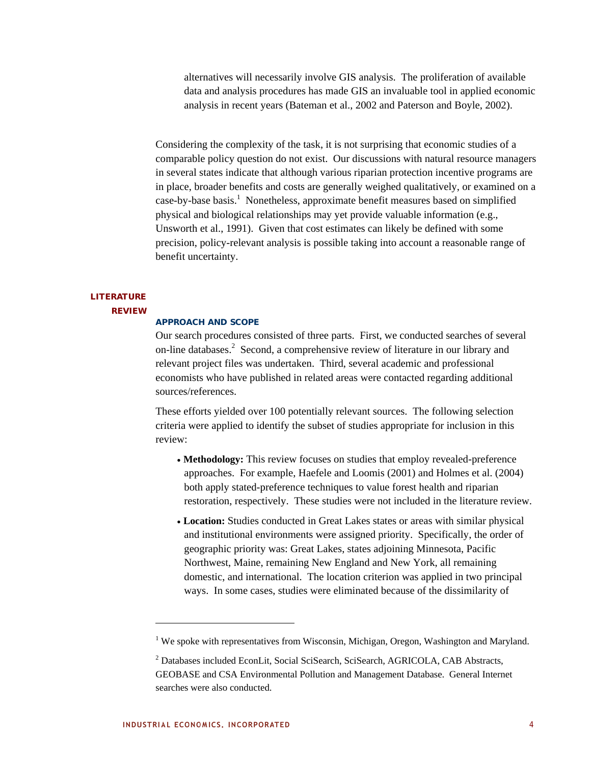alternatives will necessarily involve GIS analysis. The proliferation of available data and analysis procedures has made GIS an invaluable tool in applied economic analysis in recent years (Bateman et al., 2002 and Paterson and Boyle, 2002).

Considering the complexity of the task, it is not surprising that economic studies of a comparable policy question do not exist. Our discussions with natural resource managers in several states indicate that although various riparian protection incentive programs are in place, broader benefits and costs are generally weighed qualitatively, or examined on a case-by-base basis.[1] Nonetheless, approximate benefit measures based on simplified physical and biological relationships may yet provide valuable information (e.g., Unsworth et al., 1991). Given that cost estimates can likely be defined with some precision, policy-relevant analysis is possible taking into account a reasonable range of benefit uncertainty.

## LITERATURE REVIEW

### APPROACH AND SCOPE

Our search procedures consisted of three parts. First, we conducted searches of several on-line databases.[2] Second, a comprehensive review of literature in our library and relevant project files was undertaken. Third, several academic and professional economists who have published in related areas were contacted regarding additional sources/references.

These efforts yielded over 100 potentially relevant sources. The following selection criteria were applied to identify the subset of studies appropriate for inclusion in this review:

- **Methodology:** This review focuses on studies that employ revealed-preference approaches. For example, Haefele and Loomis (2001) and Holmes et al. (2004) both apply stated-preference techniques to value forest health and riparian restoration, respectively. These studies were not included in the literature review.
- **Location:** Studies conducted in Great Lakes states or areas with similar physical and institutional environments were assigned priority. Specifically, the order of geographic priority was: Great Lakes, states adjoining Minnesota, Pacific Northwest, Maine, remaining New England and New York, all remaining domestic, and international. The location criterion was applied in two principal ways. In some cases, studies were eliminated because of the dissimilarity of

---

[1] We spoke with representatives from Wisconsin, Michigan, Oregon, Washington and Maryland.

[2] Databases included EconLit, Social SciSearch, SciSearch, AGRICOLA, CAB Abstracts, GEOBASE and CSA Environmental Pollution and Management Database. General Internet searches were also conducted.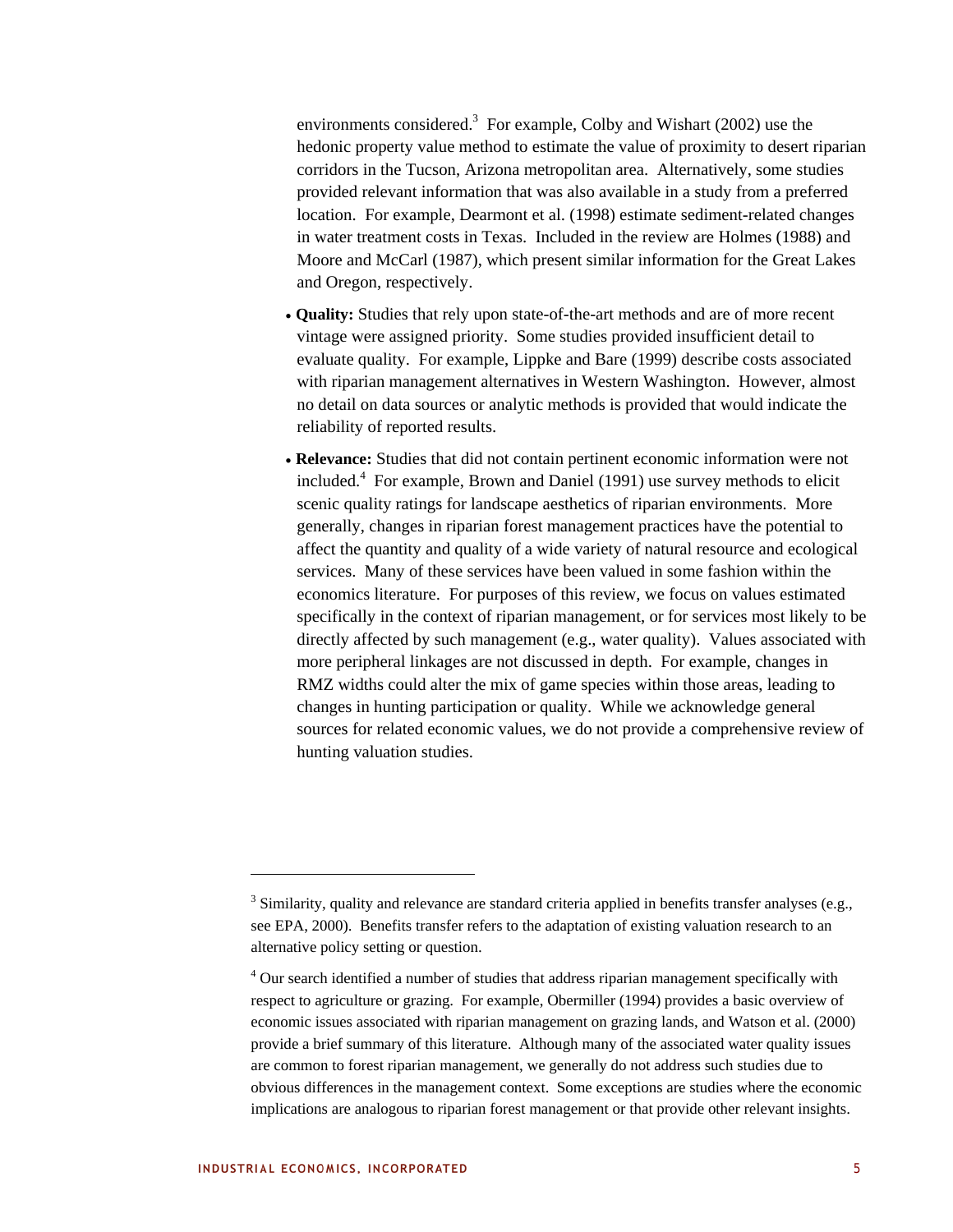environments considered.[3] For example, Colby and Wishart (2002) use the hedonic property value method to estimate the value of proximity to desert riparian corridors in the Tucson, Arizona metropolitan area. Alternatively, some studies provided relevant information that was also available in a study from a preferred location. For example, Dearmont et al. (1998) estimate sediment-related changes in water treatment costs in Texas. Included in the review are Holmes (1988) and Moore and McCarl (1987), which present similar information for the Great Lakes and Oregon, respectively.

- **Quality:** Studies that rely upon state-of-the-art methods and are of more recent vintage were assigned priority. Some studies provided insufficient detail to evaluate quality. For example, Lippke and Bare (1999) describe costs associated with riparian management alternatives in Western Washington. However, almost no detail on data sources or analytic methods is provided that would indicate the reliability of reported results.

- **Relevance:** Studies that did not contain pertinent economic information were not included.[4] For example, Brown and Daniel (1991) use survey methods to elicit scenic quality ratings for landscape aesthetics of riparian environments. More generally, changes in riparian forest management practices have the potential to affect the quantity and quality of a wide variety of natural resource and ecological services. Many of these services have been valued in some fashion within the economics literature. For purposes of this review, we focus on values estimated specifically in the context of riparian management, or for services most likely to be directly affected by such management (e.g., water quality). Values associated with more peripheral linkages are not discussed in depth. For example, changes in RMZ widths could alter the mix of game species within those areas, leading to changes in hunting participation or quality. While we acknowledge general sources for related economic values, we do not provide a comprehensive review of hunting valuation studies.

---

[3] Similarity, quality and relevance are standard criteria applied in benefits transfer analyses (e.g., see EPA, 2000). Benefits transfer refers to the adaptation of existing valuation research to an alternative policy setting or question.

[4] Our search identified a number of studies that address riparian management specifically with respect to agriculture or grazing. For example, Obermiller (1994) provides a basic overview of economic issues associated with riparian management on grazing lands, and Watson et al. (2000) provide a brief summary of this literature. Although many of the associated water quality issues are common to forest riparian management, we generally do not address such studies due to obvious differences in the management context. Some exceptions are studies where the economic implications are analogous to riparian forest management or that provide other relevant insights.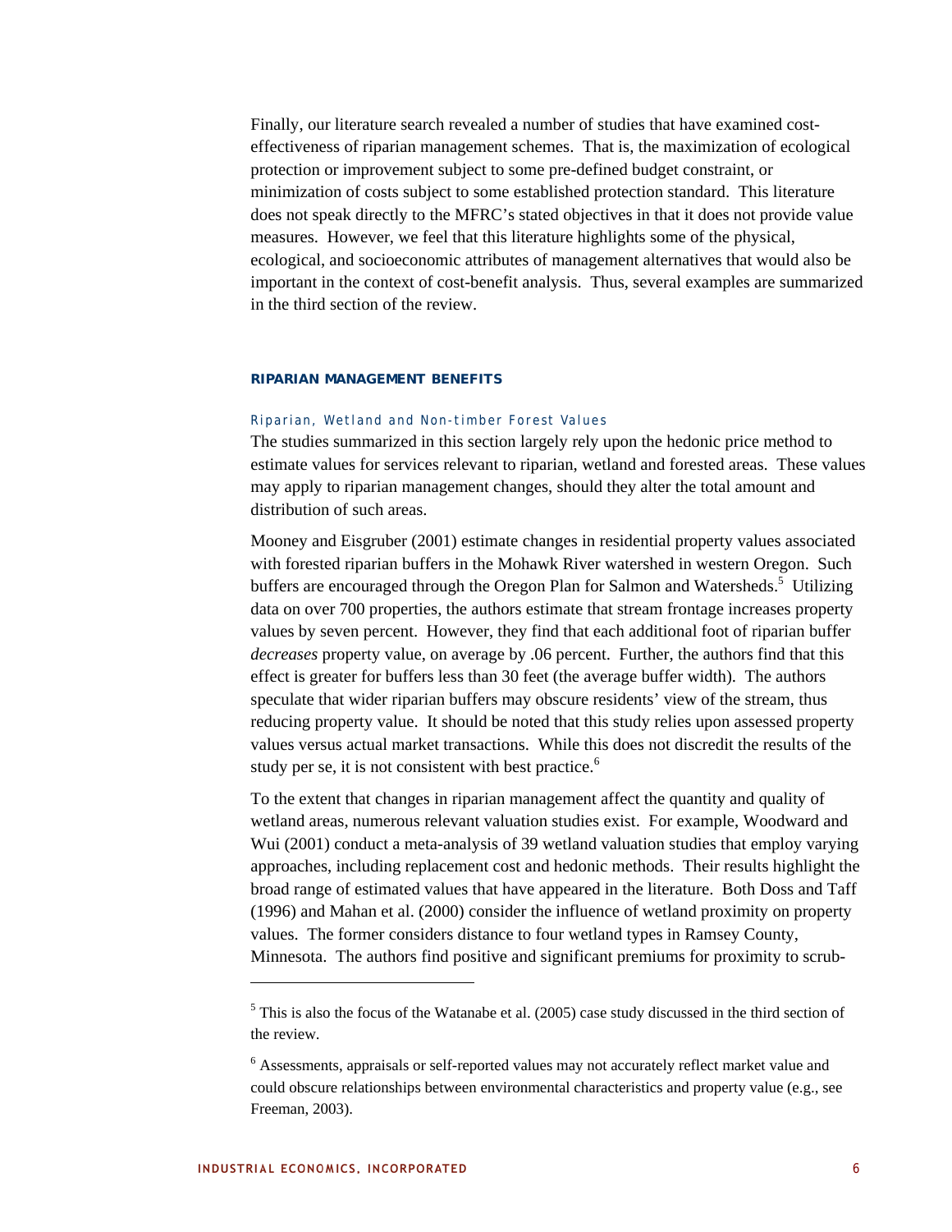Finally, our literature search revealed a number of studies that have examined cost-effectiveness of riparian management schemes. That is, the maximization of ecological protection or improvement subject to some pre-defined budget constraint, or minimization of costs subject to some established protection standard. This literature does not speak directly to the MFRC's stated objectives in that it does not provide value measures. However, we feel that this literature highlights some of the physical, ecological, and socioeconomic attributes of management alternatives that would also be important in the context of cost-benefit analysis. Thus, several examples are summarized in the third section of the review.

## RIPARIAN MANAGEMENT BENEFITS

### Riparian, Wetland and Non-timber Forest Values

The studies summarized in this section largely rely upon the hedonic price method to estimate values for services relevant to riparian, wetland and forested areas. These values may apply to riparian management changes, should they alter the total amount and distribution of such areas.

Mooney and Eisgruber (2001) estimate changes in residential property values associated with forested riparian buffers in the Mohawk River watershed in western Oregon. Such buffers are encouraged through the Oregon Plan for Salmon and Watersheds.[5] Utilizing data on over 700 properties, the authors estimate that stream frontage increases property values by seven percent. However, they find that each additional foot of riparian buffer *decreases* property value, on average by .06 percent. Further, the authors find that this effect is greater for buffers less than 30 feet (the average buffer width). The authors speculate that wider riparian buffers may obscure residents' view of the stream, thus reducing property value. It should be noted that this study relies upon assessed property values versus actual market transactions. While this does not discredit the results of the study per se, it is not consistent with best practice.[6]

To the extent that changes in riparian management affect the quantity and quality of wetland areas, numerous relevant valuation studies exist. For example, Woodward and Wui (2001) conduct a meta-analysis of 39 wetland valuation studies that employ varying approaches, including replacement cost and hedonic methods. Their results highlight the broad range of estimated values that have appeared in the literature. Both Doss and Taff (1996) and Mahan et al. (2000) consider the influence of wetland proximity on property values. The former considers distance to four wetland types in Ramsey County, Minnesota. The authors find positive and significant premiums for proximity to scrub-

---

[5] This is also the focus of the Watanabe et al. (2005) case study discussed in the third section of the review.

[6] Assessments, appraisals or self-reported values may not accurately reflect market value and could obscure relationships between environmental characteristics and property value (e.g., see Freeman, 2003).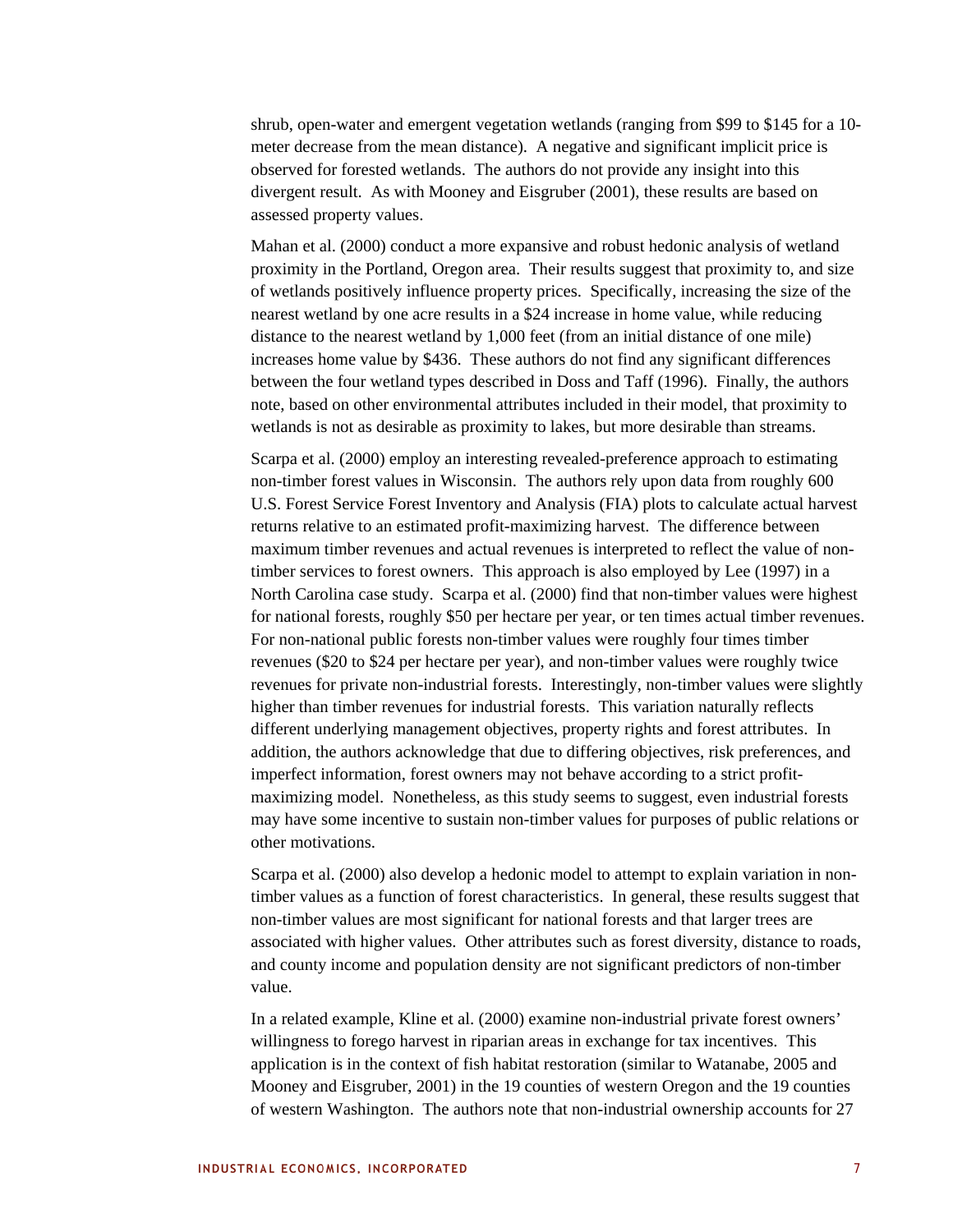shrub, open-water and emergent vegetation wetlands (ranging from $99 to $145 for a 10-meter decrease from the mean distance). A negative and significant implicit price is observed for forested wetlands. The authors do not provide any insight into this divergent result. As with Mooney and Eisgruber (2001), these results are based on assessed property values.

Mahan et al. (2000) conduct a more expansive and robust hedonic analysis of wetland proximity in the Portland, Oregon area. Their results suggest that proximity to, and size of wetlands positively influence property prices. Specifically, increasing the size of the nearest wetland by one acre results in a $24 increase in home value, while reducing distance to the nearest wetland by 1,000 feet (from an initial distance of one mile) increases home value by $436. These authors do not find any significant differences between the four wetland types described in Doss and Taff (1996). Finally, the authors note, based on other environmental attributes included in their model, that proximity to wetlands is not as desirable as proximity to lakes, but more desirable than streams.

Scarpa et al. (2000) employ an interesting revealed-preference approach to estimating non-timber forest values in Wisconsin. The authors rely upon data from roughly 600 U.S. Forest Service Forest Inventory and Analysis (FIA) plots to calculate actual harvest returns relative to an estimated profit-maximizing harvest. The difference between maximum timber revenues and actual revenues is interpreted to reflect the value of non-timber services to forest owners. This approach is also employed by Lee (1997) in a North Carolina case study. Scarpa et al. (2000) find that non-timber values were highest for national forests, roughly $50 per hectare per year, or ten times actual timber revenues. For non-national public forests non-timber values were roughly four times timber revenues ($20 to $24 per hectare per year), and non-timber values were roughly twice revenues for private non-industrial forests. Interestingly, non-timber values were slightly higher than timber revenues for industrial forests. This variation naturally reflects different underlying management objectives, property rights and forest attributes. In addition, the authors acknowledge that due to differing objectives, risk preferences, and imperfect information, forest owners may not behave according to a strict profit-maximizing model. Nonetheless, as this study seems to suggest, even industrial forests may have some incentive to sustain non-timber values for purposes of public relations or other motivations.

Scarpa et al. (2000) also develop a hedonic model to attempt to explain variation in non-timber values as a function of forest characteristics. In general, these results suggest that non-timber values are most significant for national forests and that larger trees are associated with higher values. Other attributes such as forest diversity, distance to roads, and county income and population density are not significant predictors of non-timber value.

In a related example, Kline et al. (2000) examine non-industrial private forest owners' willingness to forego harvest in riparian areas in exchange for tax incentives. This application is in the context of fish habitat restoration (similar to Watanabe, 2005 and Mooney and Eisgruber, 2001) in the 19 counties of western Oregon and the 19 counties of western Washington. The authors note that non-industrial ownership accounts for 27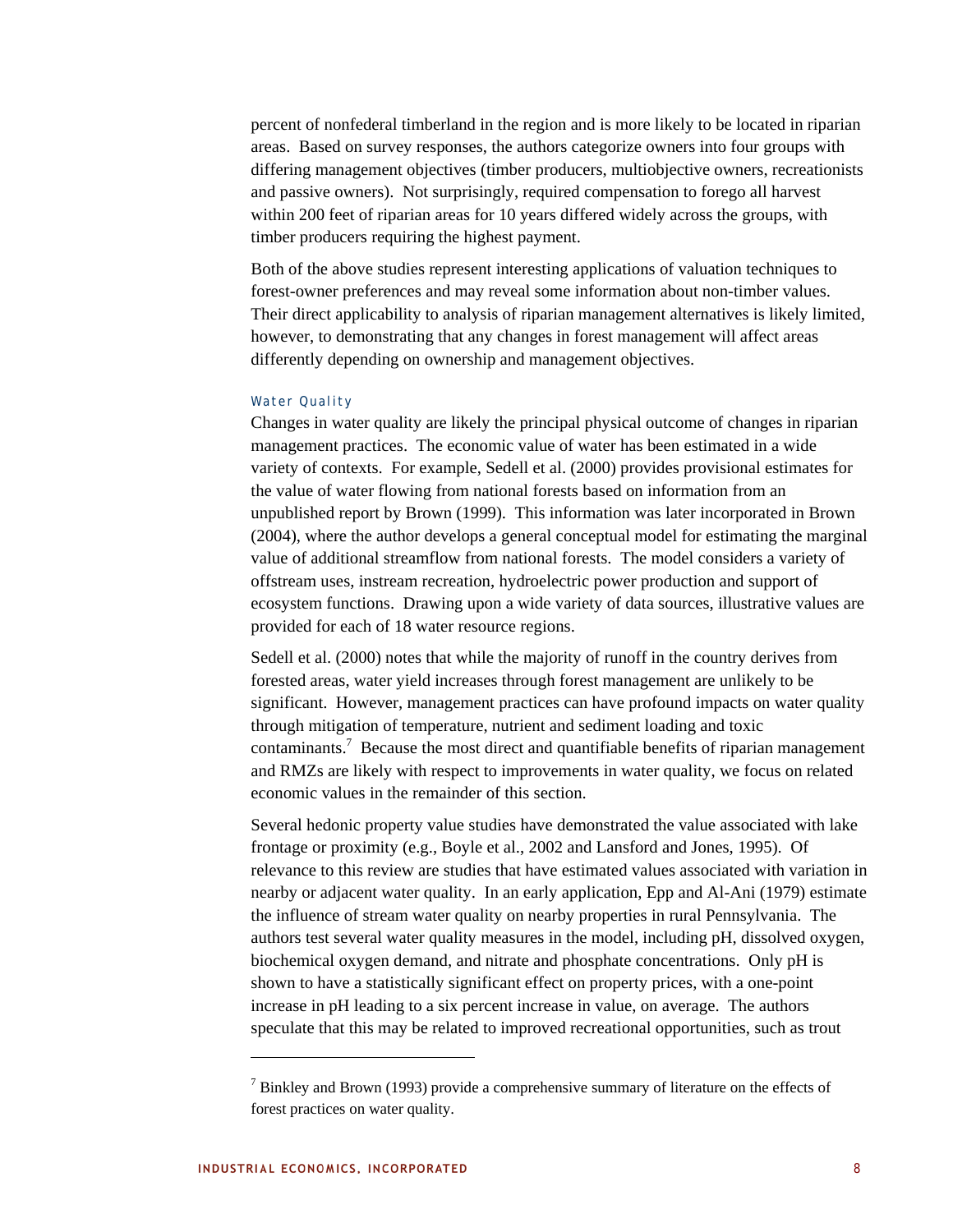percent of nonfederal timberland in the region and is more likely to be located in riparian areas. Based on survey responses, the authors categorize owners into four groups with differing management objectives (timber producers, multiobjective owners, recreationists and passive owners). Not surprisingly, required compensation to forego all harvest within 200 feet of riparian areas for 10 years differed widely across the groups, with timber producers requiring the highest payment.

Both of the above studies represent interesting applications of valuation techniques to forest-owner preferences and may reveal some information about non-timber values. Their direct applicability to analysis of riparian management alternatives is likely limited, however, to demonstrating that any changes in forest management will affect areas differently depending on ownership and management objectives.

### Water Quality

Changes in water quality are likely the principal physical outcome of changes in riparian management practices. The economic value of water has been estimated in a wide variety of contexts. For example, Sedell et al. (2000) provides provisional estimates for the value of water flowing from national forests based on information from an unpublished report by Brown (1999). This information was later incorporated in Brown (2004), where the author develops a general conceptual model for estimating the marginal value of additional streamflow from national forests. The model considers a variety of offstream uses, instream recreation, hydroelectric power production and support of ecosystem functions. Drawing upon a wide variety of data sources, illustrative values are provided for each of 18 water resource regions.

Sedell et al. (2000) notes that while the majority of runoff in the country derives from forested areas, water yield increases through forest management are unlikely to be significant. However, management practices can have profound impacts on water quality through mitigation of temperature, nutrient and sediment loading and toxic contaminants.[7] Because the most direct and quantifiable benefits of riparian management and RMZs are likely with respect to improvements in water quality, we focus on related economic values in the remainder of this section.

Several hedonic property value studies have demonstrated the value associated with lake frontage or proximity (e.g., Boyle et al., 2002 and Lansford and Jones, 1995). Of relevance to this review are studies that have estimated values associated with variation in nearby or adjacent water quality. In an early application, Epp and Al-Ani (1979) estimate the influence of stream water quality on nearby properties in rural Pennsylvania. The authors test several water quality measures in the model, including pH, dissolved oxygen, biochemical oxygen demand, and nitrate and phosphate concentrations. Only pH is shown to have a statistically significant effect on property prices, with a one-point increase in pH leading to a six percent increase in value, on average. The authors speculate that this may be related to improved recreational opportunities, such as trout

---

[7] Binkley and Brown (1993) provide a comprehensive summary of literature on the effects of forest practices on water quality.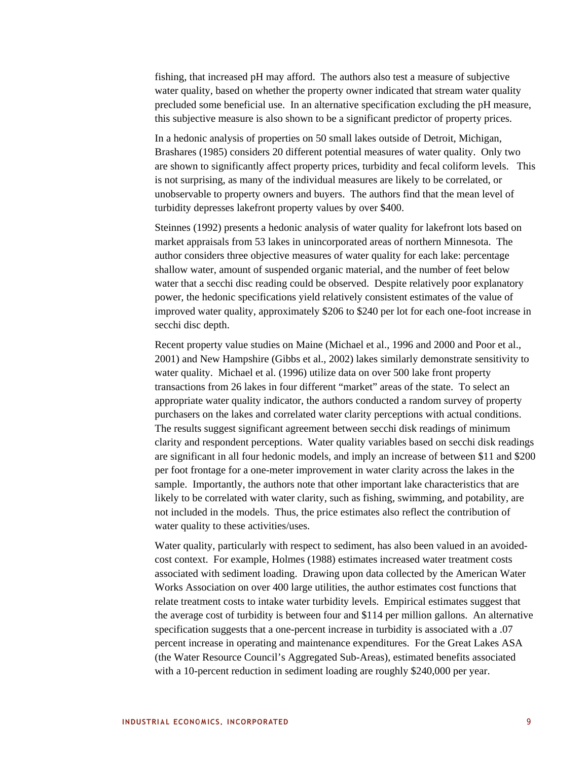fishing, that increased pH may afford. The authors also test a measure of subjective water quality, based on whether the property owner indicated that stream water quality precluded some beneficial use. In an alternative specification excluding the pH measure, this subjective measure is also shown to be a significant predictor of property prices.

In a hedonic analysis of properties on 50 small lakes outside of Detroit, Michigan, Brashares (1985) considers 20 different potential measures of water quality. Only two are shown to significantly affect property prices, turbidity and fecal coliform levels. This is not surprising, as many of the individual measures are likely to be correlated, or unobservable to property owners and buyers. The authors find that the mean level of turbidity depresses lakefront property values by over $400.

Steinnes (1992) presents a hedonic analysis of water quality for lakefront lots based on market appraisals from 53 lakes in unincorporated areas of northern Minnesota. The author considers three objective measures of water quality for each lake: percentage shallow water, amount of suspended organic material, and the number of feet below water that a secchi disc reading could be observed. Despite relatively poor explanatory power, the hedonic specifications yield relatively consistent estimates of the value of improved water quality, approximately $206 to $240 per lot for each one-foot increase in secchi disc depth.

Recent property value studies on Maine (Michael et al., 1996 and 2000 and Poor et al., 2001) and New Hampshire (Gibbs et al., 2002) lakes similarly demonstrate sensitivity to water quality. Michael et al. (1996) utilize data on over 500 lake front property transactions from 26 lakes in four different "market" areas of the state. To select an appropriate water quality indicator, the authors conducted a random survey of property purchasers on the lakes and correlated water clarity perceptions with actual conditions. The results suggest significant agreement between secchi disk readings of minimum clarity and respondent perceptions. Water quality variables based on secchi disk readings are significant in all four hedonic models, and imply an increase of between $11 and $200 per foot frontage for a one-meter improvement in water clarity across the lakes in the sample. Importantly, the authors note that other important lake characteristics that are likely to be correlated with water clarity, such as fishing, swimming, and potability, are not included in the models. Thus, the price estimates also reflect the contribution of water quality to these activities/uses.

Water quality, particularly with respect to sediment, has also been valued in an avoided-cost context. For example, Holmes (1988) estimates increased water treatment costs associated with sediment loading. Drawing upon data collected by the American Water Works Association on over 400 large utilities, the author estimates cost functions that relate treatment costs to intake water turbidity levels. Empirical estimates suggest that the average cost of turbidity is between four and $114 per million gallons. An alternative specification suggests that a one-percent increase in turbidity is associated with a .07 percent increase in operating and maintenance expenditures. For the Great Lakes ASA (the Water Resource Council's Aggregated Sub-Areas), estimated benefits associated with a 10-percent reduction in sediment loading are roughly $240,000 per year.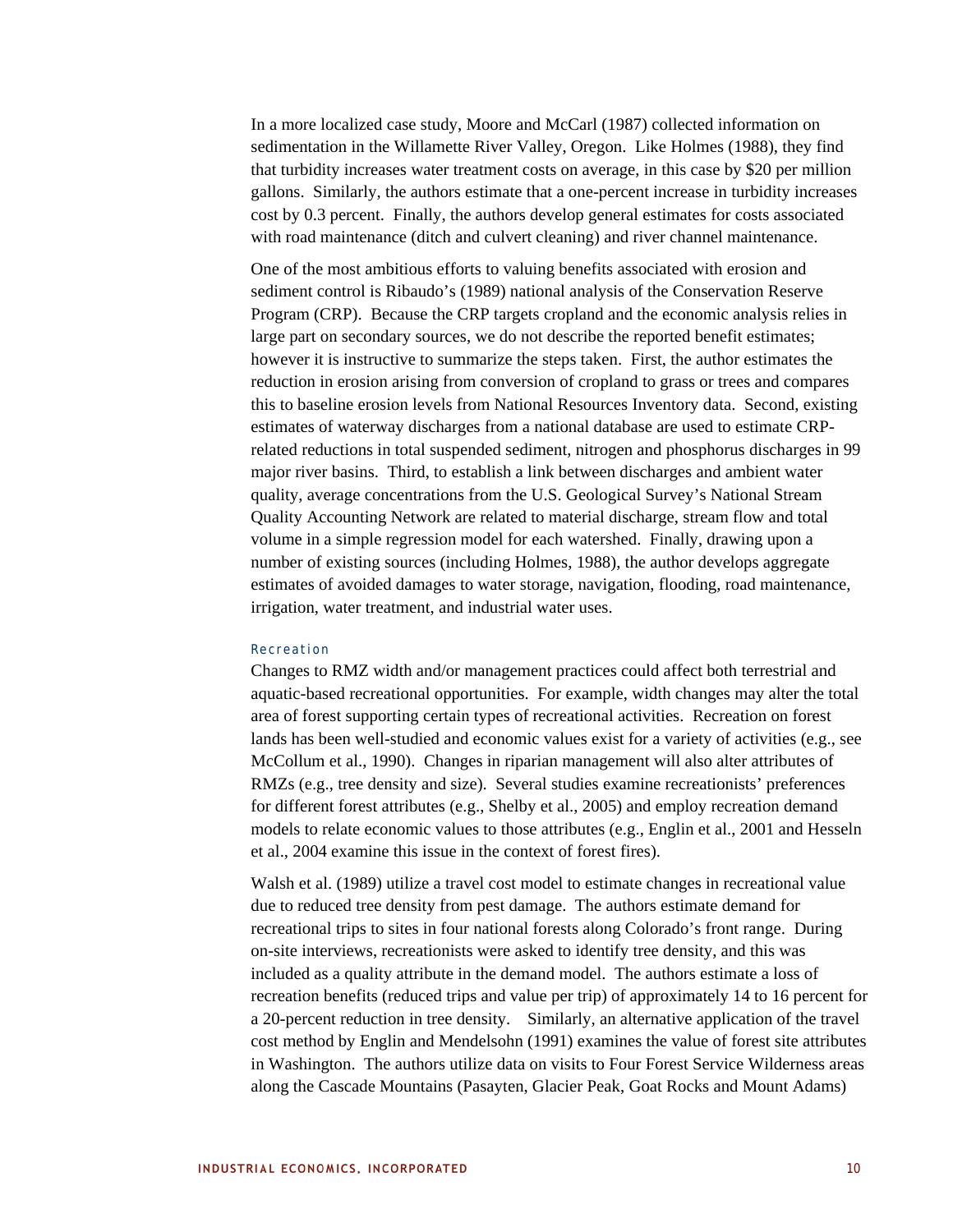In a more localized case study, Moore and McCarl (1987) collected information on sedimentation in the Willamette River Valley, Oregon. Like Holmes (1988), they find that turbidity increases water treatment costs on average, in this case by $20 per million gallons. Similarly, the authors estimate that a one-percent increase in turbidity increases cost by 0.3 percent. Finally, the authors develop general estimates for costs associated with road maintenance (ditch and culvert cleaning) and river channel maintenance.

One of the most ambitious efforts to valuing benefits associated with erosion and sediment control is Ribaudo's (1989) national analysis of the Conservation Reserve Program (CRP). Because the CRP targets cropland and the economic analysis relies in large part on secondary sources, we do not describe the reported benefit estimates; however it is instructive to summarize the steps taken. First, the author estimates the reduction in erosion arising from conversion of cropland to grass or trees and compares this to baseline erosion levels from National Resources Inventory data. Second, existing estimates of waterway discharges from a national database are used to estimate CRP-related reductions in total suspended sediment, nitrogen and phosphorus discharges in 99 major river basins. Third, to establish a link between discharges and ambient water quality, average concentrations from the U.S. Geological Survey's National Stream Quality Accounting Network are related to material discharge, stream flow and total volume in a simple regression model for each watershed. Finally, drawing upon a number of existing sources (including Holmes, 1988), the author develops aggregate estimates of avoided damages to water storage, navigation, flooding, road maintenance, irrigation, water treatment, and industrial water uses.

#### Recreation

Changes to RMZ width and/or management practices could affect both terrestrial and aquatic-based recreational opportunities. For example, width changes may alter the total area of forest supporting certain types of recreational activities. Recreation on forest lands has been well-studied and economic values exist for a variety of activities (e.g., see McCollum et al., 1990). Changes in riparian management will also alter attributes of RMZs (e.g., tree density and size). Several studies examine recreationists' preferences for different forest attributes (e.g., Shelby et al., 2005) and employ recreation demand models to relate economic values to those attributes (e.g., Englin et al., 2001 and Hesseln et al., 2004 examine this issue in the context of forest fires).

Walsh et al. (1989) utilize a travel cost model to estimate changes in recreational value due to reduced tree density from pest damage. The authors estimate demand for recreational trips to sites in four national forests along Colorado's front range. During on-site interviews, recreationists were asked to identify tree density, and this was included as a quality attribute in the demand model. The authors estimate a loss of recreation benefits (reduced trips and value per trip) of approximately 14 to 16 percent for a 20-percent reduction in tree density. Similarly, an alternative application of the travel cost method by Englin and Mendelsohn (1991) examines the value of forest site attributes in Washington. The authors utilize data on visits to Four Forest Service Wilderness areas along the Cascade Mountains (Pasayten, Glacier Peak, Goat Rocks and Mount Adams)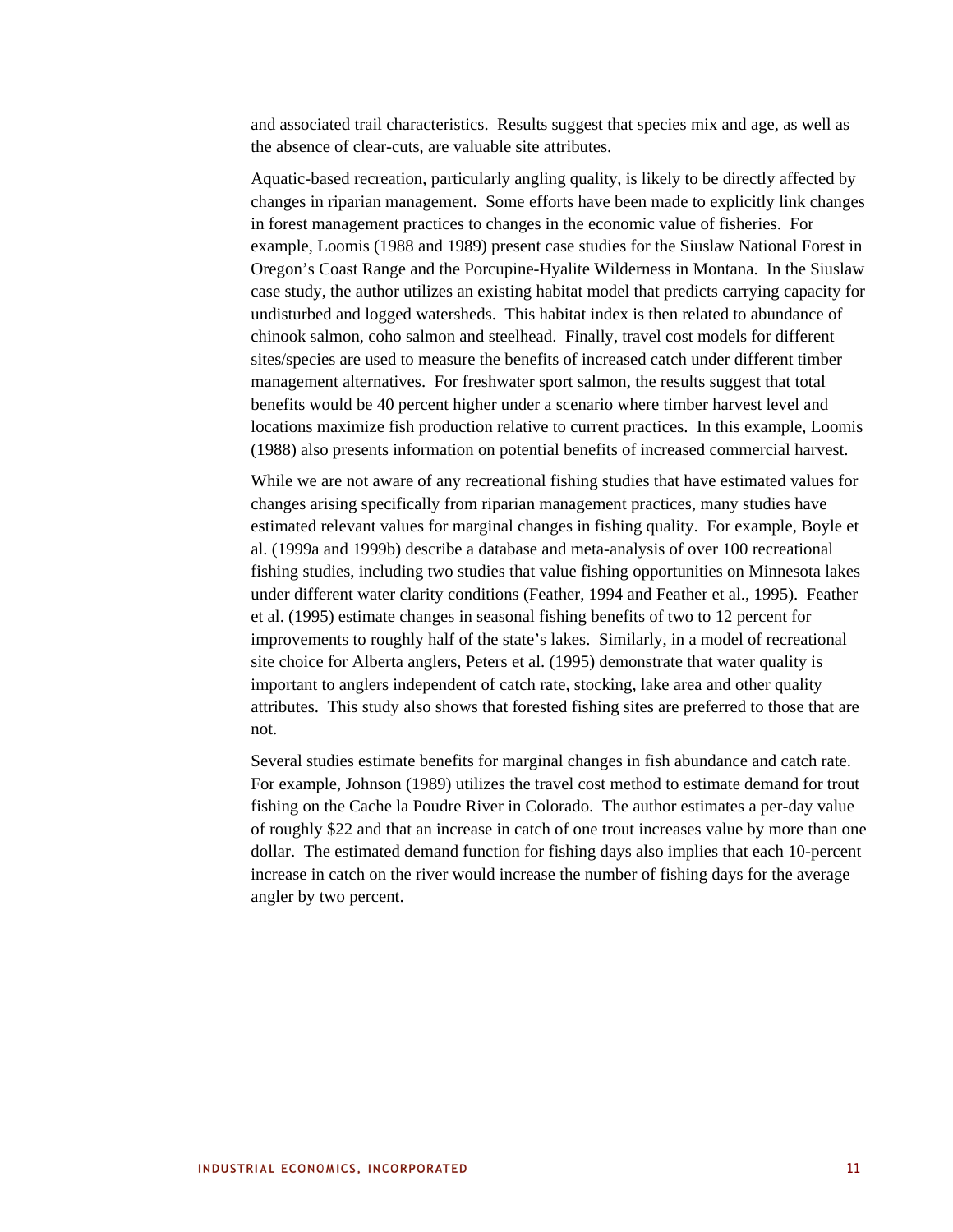and associated trail characteristics. Results suggest that species mix and age, as well as the absence of clear-cuts, are valuable site attributes.

Aquatic-based recreation, particularly angling quality, is likely to be directly affected by changes in riparian management. Some efforts have been made to explicitly link changes in forest management practices to changes in the economic value of fisheries. For example, Loomis (1988 and 1989) present case studies for the Siuslaw National Forest in Oregon's Coast Range and the Porcupine-Hyalite Wilderness in Montana. In the Siuslaw case study, the author utilizes an existing habitat model that predicts carrying capacity for undisturbed and logged watersheds. This habitat index is then related to abundance of chinook salmon, coho salmon and steelhead. Finally, travel cost models for different sites/species are used to measure the benefits of increased catch under different timber management alternatives. For freshwater sport salmon, the results suggest that total benefits would be 40 percent higher under a scenario where timber harvest level and locations maximize fish production relative to current practices. In this example, Loomis (1988) also presents information on potential benefits of increased commercial harvest.

While we are not aware of any recreational fishing studies that have estimated values for changes arising specifically from riparian management practices, many studies have estimated relevant values for marginal changes in fishing quality. For example, Boyle et al. (1999a and 1999b) describe a database and meta-analysis of over 100 recreational fishing studies, including two studies that value fishing opportunities on Minnesota lakes under different water clarity conditions (Feather, 1994 and Feather et al., 1995). Feather et al. (1995) estimate changes in seasonal fishing benefits of two to 12 percent for improvements to roughly half of the state's lakes. Similarly, in a model of recreational site choice for Alberta anglers, Peters et al. (1995) demonstrate that water quality is important to anglers independent of catch rate, stocking, lake area and other quality attributes. This study also shows that forested fishing sites are preferred to those that are not.

Several studies estimate benefits for marginal changes in fish abundance and catch rate. For example, Johnson (1989) utilizes the travel cost method to estimate demand for trout fishing on the Cache la Poudre River in Colorado. The author estimates a per-day value of roughly $22 and that an increase in catch of one trout increases value by more than one dollar. The estimated demand function for fishing days also implies that each 10-percent increase in catch on the river would increase the number of fishing days for the average angler by two percent.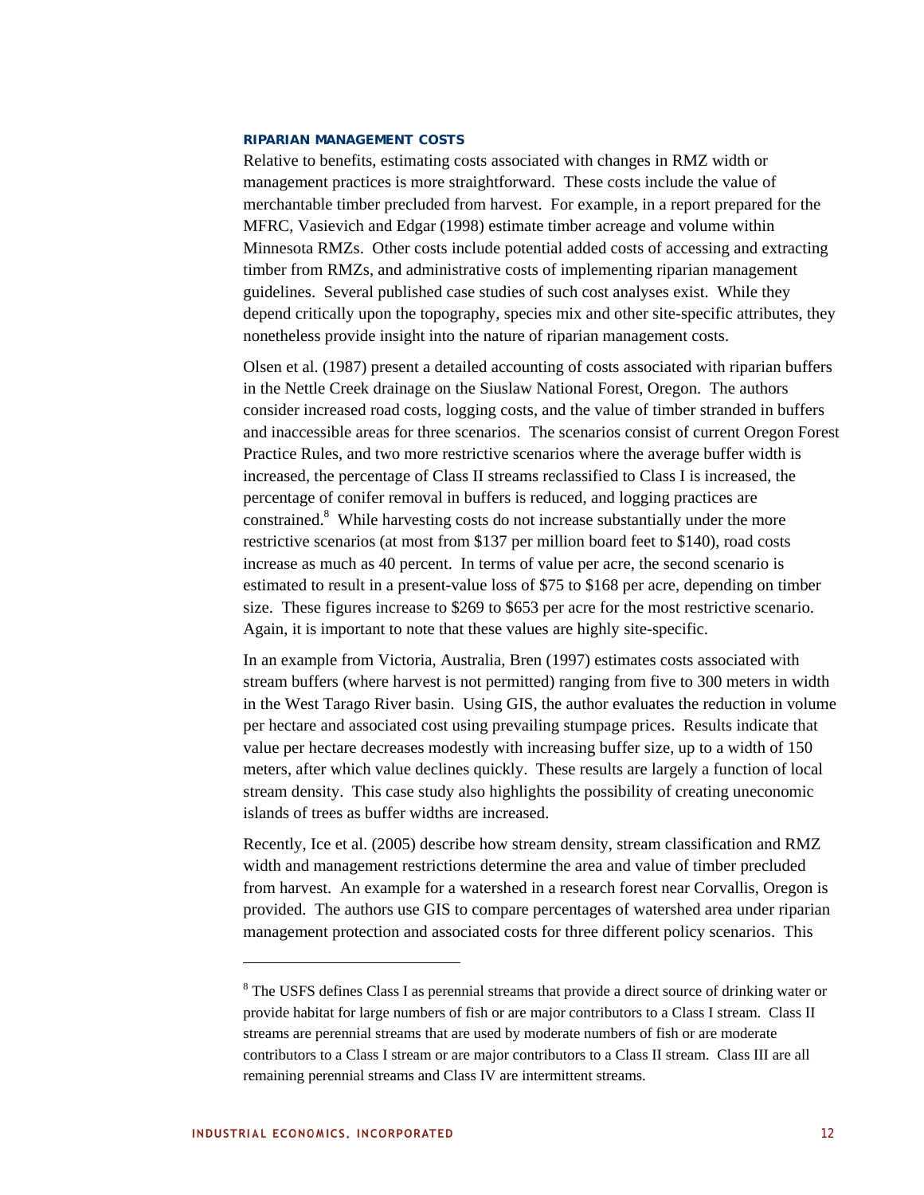### RIPARIAN MANAGEMENT COSTS

Relative to benefits, estimating costs associated with changes in RMZ width or management practices is more straightforward. These costs include the value of merchantable timber precluded from harvest. For example, in a report prepared for the MFRC, Vasievich and Edgar (1998) estimate timber acreage and volume within Minnesota RMZs. Other costs include potential added costs of accessing and extracting timber from RMZs, and administrative costs of implementing riparian management guidelines. Several published case studies of such cost analyses exist. While they depend critically upon the topography, species mix and other site-specific attributes, they nonetheless provide insight into the nature of riparian management costs.

Olsen et al. (1987) present a detailed accounting of costs associated with riparian buffers in the Nettle Creek drainage on the Siuslaw National Forest, Oregon. The authors consider increased road costs, logging costs, and the value of timber stranded in buffers and inaccessible areas for three scenarios. The scenarios consist of current Oregon Forest Practice Rules, and two more restrictive scenarios where the average buffer width is increased, the percentage of Class II streams reclassified to Class I is increased, the percentage of conifer removal in buffers is reduced, and logging practices are constrained.[8] While harvesting costs do not increase substantially under the more restrictive scenarios (at most from $137 per million board feet to $140), road costs increase as much as 40 percent. In terms of value per acre, the second scenario is estimated to result in a present-value loss of $75 to $168 per acre, depending on timber size. These figures increase to $269 to $653 per acre for the most restrictive scenario. Again, it is important to note that these values are highly site-specific.

In an example from Victoria, Australia, Bren (1997) estimates costs associated with stream buffers (where harvest is not permitted) ranging from five to 300 meters in width in the West Tarago River basin. Using GIS, the author evaluates the reduction in volume per hectare and associated cost using prevailing stumpage prices. Results indicate that value per hectare decreases modestly with increasing buffer size, up to a width of 150 meters, after which value declines quickly. These results are largely a function of local stream density. This case study also highlights the possibility of creating uneconomic islands of trees as buffer widths are increased.

Recently, Ice et al. (2005) describe how stream density, stream classification and RMZ width and management restrictions determine the area and value of timber precluded from harvest. An example for a watershed in a research forest near Corvallis, Oregon is provided. The authors use GIS to compare percentages of watershed area under riparian management protection and associated costs for three different policy scenarios. This

---

[8] The USFS defines Class I as perennial streams that provide a direct source of drinking water or provide habitat for large numbers of fish or are major contributors to a Class I stream. Class II streams are perennial streams that are used by moderate numbers of fish or are moderate contributors to a Class I stream or are major contributors to a Class II stream. Class III are all remaining perennial streams and Class IV are intermittent streams.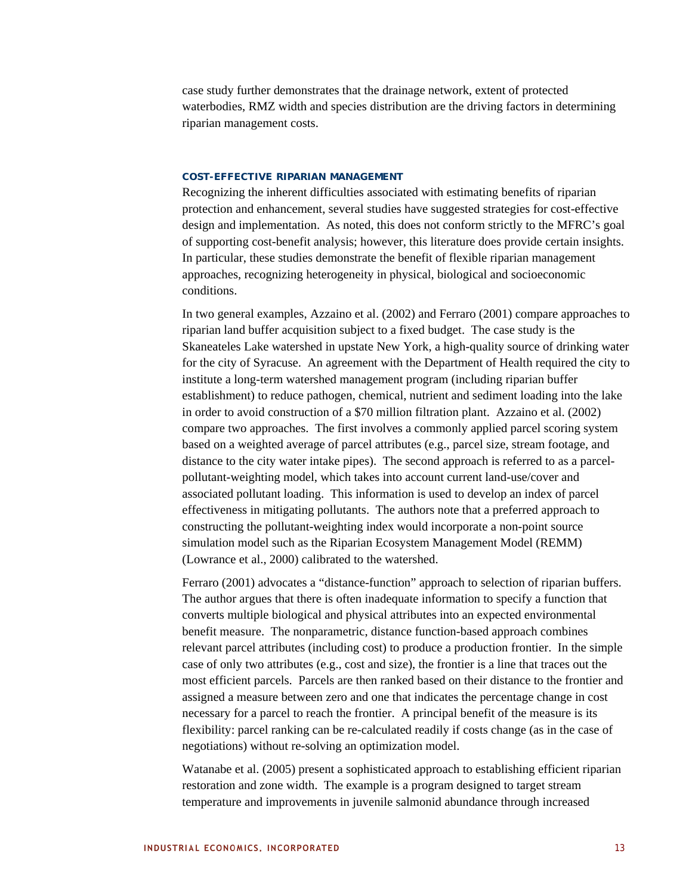case study further demonstrates that the drainage network, extent of protected waterbodies, RMZ width and species distribution are the driving factors in determining riparian management costs.

### COST-EFFECTIVE RIPARIAN MANAGEMENT

Recognizing the inherent difficulties associated with estimating benefits of riparian protection and enhancement, several studies have suggested strategies for cost-effective design and implementation. As noted, this does not conform strictly to the MFRC's goal of supporting cost-benefit analysis; however, this literature does provide certain insights. In particular, these studies demonstrate the benefit of flexible riparian management approaches, recognizing heterogeneity in physical, biological and socioeconomic conditions.

In two general examples, Azzaino et al. (2002) and Ferraro (2001) compare approaches to riparian land buffer acquisition subject to a fixed budget. The case study is the Skaneateles Lake watershed in upstate New York, a high-quality source of drinking water for the city of Syracuse. An agreement with the Department of Health required the city to institute a long-term watershed management program (including riparian buffer establishment) to reduce pathogen, chemical, nutrient and sediment loading into the lake in order to avoid construction of a $70 million filtration plant. Azzaino et al. (2002) compare two approaches. The first involves a commonly applied parcel scoring system based on a weighted average of parcel attributes (e.g., parcel size, stream footage, and distance to the city water intake pipes). The second approach is referred to as a parcel-pollutant-weighting model, which takes into account current land-use/cover and associated pollutant loading. This information is used to develop an index of parcel effectiveness in mitigating pollutants. The authors note that a preferred approach to constructing the pollutant-weighting index would incorporate a non-point source simulation model such as the Riparian Ecosystem Management Model (REMM) (Lowrance et al., 2000) calibrated to the watershed.

Ferraro (2001) advocates a "distance-function" approach to selection of riparian buffers. The author argues that there is often inadequate information to specify a function that converts multiple biological and physical attributes into an expected environmental benefit measure. The nonparametric, distance function-based approach combines relevant parcel attributes (including cost) to produce a production frontier. In the simple case of only two attributes (e.g., cost and size), the frontier is a line that traces out the most efficient parcels. Parcels are then ranked based on their distance to the frontier and assigned a measure between zero and one that indicates the percentage change in cost necessary for a parcel to reach the frontier. A principal benefit of the measure is its flexibility: parcel ranking can be re-calculated readily if costs change (as in the case of negotiations) without re-solving an optimization model.

Watanabe et al. (2005) present a sophisticated approach to establishing efficient riparian restoration and zone width. The example is a program designed to target stream temperature and improvements in juvenile salmonid abundance through increased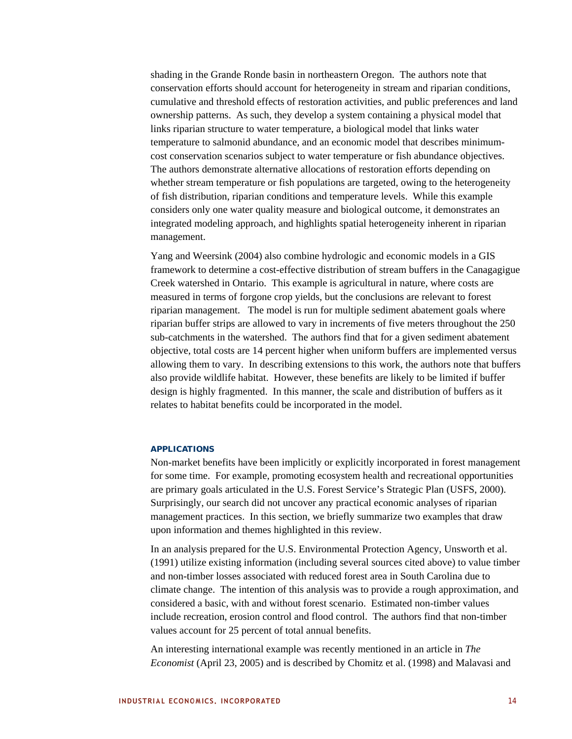shading in the Grande Ronde basin in northeastern Oregon. The authors note that conservation efforts should account for heterogeneity in stream and riparian conditions, cumulative and threshold effects of restoration activities, and public preferences and land ownership patterns. As such, they develop a system containing a physical model that links riparian structure to water temperature, a biological model that links water temperature to salmonid abundance, and an economic model that describes minimum-cost conservation scenarios subject to water temperature or fish abundance objectives. The authors demonstrate alternative allocations of restoration efforts depending on whether stream temperature or fish populations are targeted, owing to the heterogeneity of fish distribution, riparian conditions and temperature levels. While this example considers only one water quality measure and biological outcome, it demonstrates an integrated modeling approach, and highlights spatial heterogeneity inherent in riparian management.

Yang and Weersink (2004) also combine hydrologic and economic models in a GIS framework to determine a cost-effective distribution of stream buffers in the Canagagigue Creek watershed in Ontario. This example is agricultural in nature, where costs are measured in terms of forgone crop yields, but the conclusions are relevant to forest riparian management. The model is run for multiple sediment abatement goals where riparian buffer strips are allowed to vary in increments of five meters throughout the 250 sub-catchments in the watershed. The authors find that for a given sediment abatement objective, total costs are 14 percent higher when uniform buffers are implemented versus allowing them to vary. In describing extensions to this work, the authors note that buffers also provide wildlife habitat. However, these benefits are likely to be limited if buffer design is highly fragmented. In this manner, the scale and distribution of buffers as it relates to habitat benefits could be incorporated in the model.

### APPLICATIONS

Non-market benefits have been implicitly or explicitly incorporated in forest management for some time. For example, promoting ecosystem health and recreational opportunities are primary goals articulated in the U.S. Forest Service's Strategic Plan (USFS, 2000). Surprisingly, our search did not uncover any practical economic analyses of riparian management practices. In this section, we briefly summarize two examples that draw upon information and themes highlighted in this review.

In an analysis prepared for the U.S. Environmental Protection Agency, Unsworth et al. (1991) utilize existing information (including several sources cited above) to value timber and non-timber losses associated with reduced forest area in South Carolina due to climate change. The intention of this analysis was to provide a rough approximation, and considered a basic, with and without forest scenario. Estimated non-timber values include recreation, erosion control and flood control. The authors find that non-timber values account for 25 percent of total annual benefits.

An interesting international example was recently mentioned in an article in *The Economist* (April 23, 2005) and is described by Chomitz et al. (1998) and Malavasi and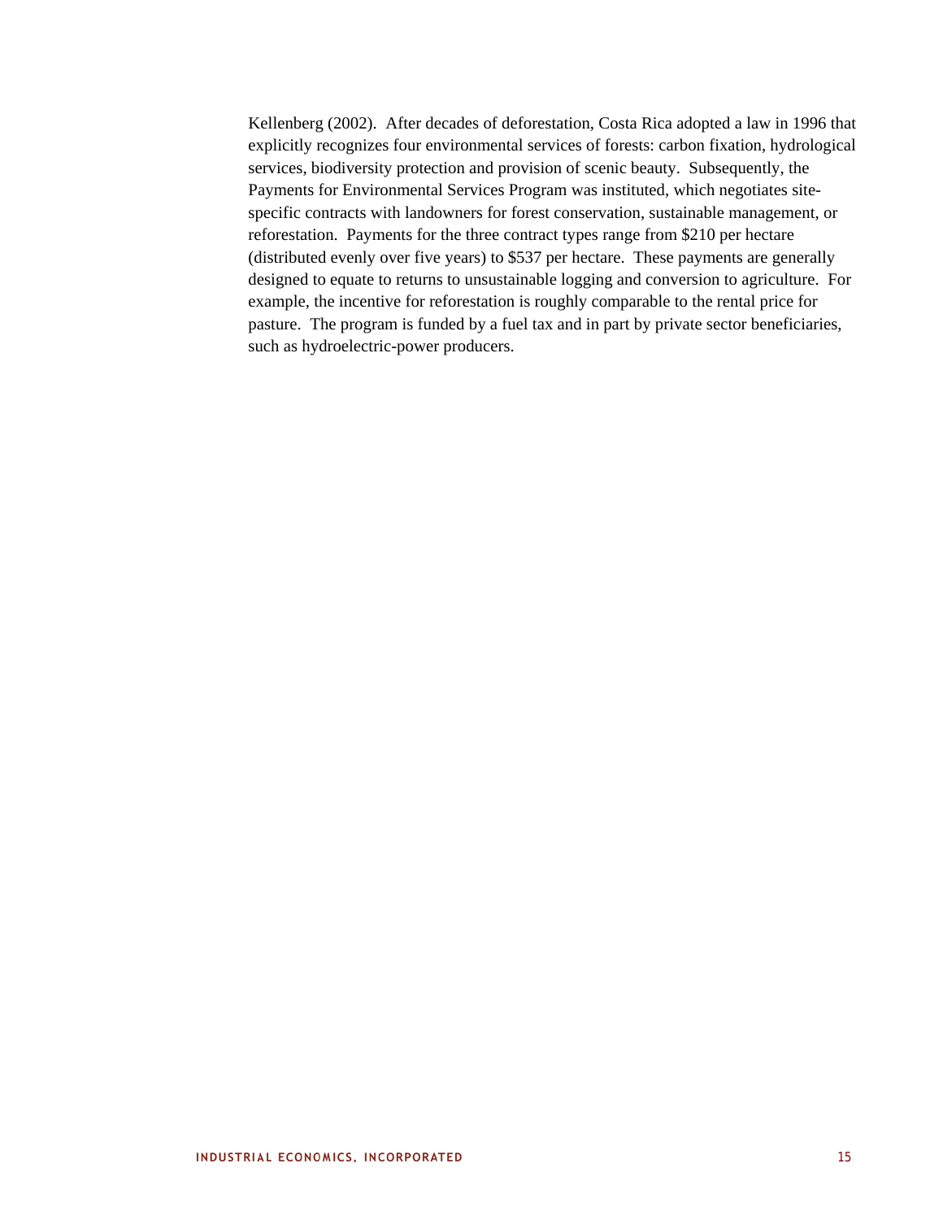Kellenberg (2002). After decades of deforestation, Costa Rica adopted a law in 1996 that explicitly recognizes four environmental services of forests: carbon fixation, hydrological services, biodiversity protection and provision of scenic beauty. Subsequently, the Payments for Environmental Services Program was instituted, which negotiates site-specific contracts with landowners for forest conservation, sustainable management, or reforestation. Payments for the three contract types range from $210 per hectare (distributed evenly over five years) to $537 per hectare. These payments are generally designed to equate to returns to unsustainable logging and conversion to agriculture. For example, the incentive for reforestation is roughly comparable to the rental price for pasture. The program is funded by a fuel tax and in part by private sector beneficiaries, such as hydroelectric-power producers.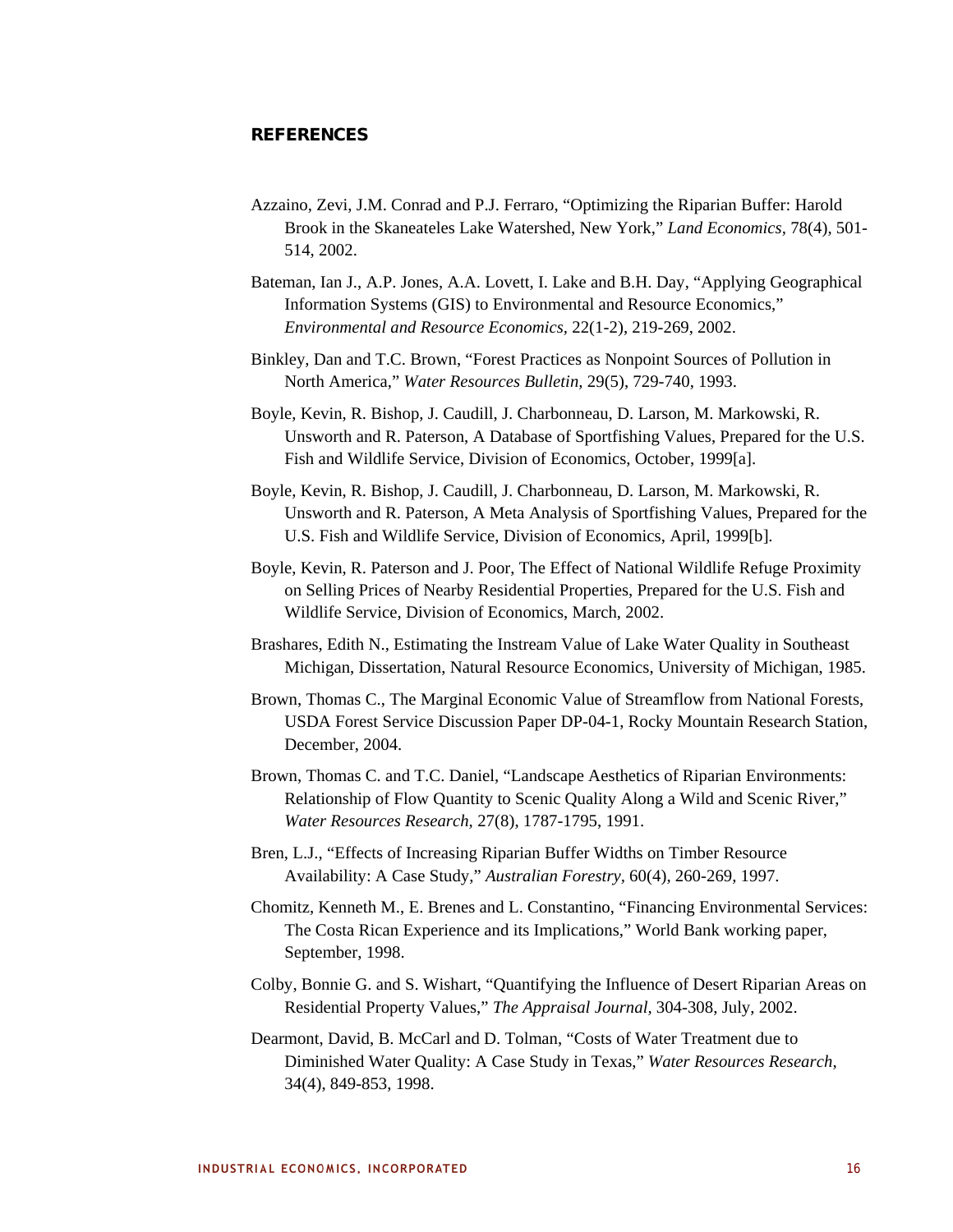## REFERENCES

Azzaino, Zevi, J.M. Conrad and P.J. Ferraro, "Optimizing the Riparian Buffer: Harold Brook in the Skaneateles Lake Watershed, New York," *Land Economics*, 78(4), 501-514, 2002.

Bateman, Ian J., A.P. Jones, A.A. Lovett, I. Lake and B.H. Day, "Applying Geographical Information Systems (GIS) to Environmental and Resource Economics," *Environmental and Resource Economics*, 22(1-2), 219-269, 2002.

Binkley, Dan and T.C. Brown, "Forest Practices as Nonpoint Sources of Pollution in North America," *Water Resources Bulletin*, 29(5), 729-740, 1993.

Boyle, Kevin, R. Bishop, J. Caudill, J. Charbonneau, D. Larson, M. Markowski, R. Unsworth and R. Paterson, A Database of Sportfishing Values, Prepared for the U.S. Fish and Wildlife Service, Division of Economics, October, 1999[a].

Boyle, Kevin, R. Bishop, J. Caudill, J. Charbonneau, D. Larson, M. Markowski, R. Unsworth and R. Paterson, A Meta Analysis of Sportfishing Values, Prepared for the U.S. Fish and Wildlife Service, Division of Economics, April, 1999[b].

Boyle, Kevin, R. Paterson and J. Poor, The Effect of National Wildlife Refuge Proximity on Selling Prices of Nearby Residential Properties, Prepared for the U.S. Fish and Wildlife Service, Division of Economics, March, 2002.

Brashares, Edith N., Estimating the Instream Value of Lake Water Quality in Southeast Michigan, Dissertation, Natural Resource Economics, University of Michigan, 1985.

Brown, Thomas C., The Marginal Economic Value of Streamflow from National Forests, USDA Forest Service Discussion Paper DP-04-1, Rocky Mountain Research Station, December, 2004.

Brown, Thomas C. and T.C. Daniel, "Landscape Aesthetics of Riparian Environments: Relationship of Flow Quantity to Scenic Quality Along a Wild and Scenic River," *Water Resources Research*, 27(8), 1787-1795, 1991.

Bren, L.J., "Effects of Increasing Riparian Buffer Widths on Timber Resource Availability: A Case Study," *Australian Forestry*, 60(4), 260-269, 1997.

Chomitz, Kenneth M., E. Brenes and L. Constantino, "Financing Environmental Services: The Costa Rican Experience and its Implications," World Bank working paper, September, 1998.

Colby, Bonnie G. and S. Wishart, "Quantifying the Influence of Desert Riparian Areas on Residential Property Values," *The Appraisal Journal*, 304-308, July, 2002.

Dearmont, David, B. McCarl and D. Tolman, "Costs of Water Treatment due to Diminished Water Quality: A Case Study in Texas," *Water Resources Research*, 34(4), 849-853, 1998.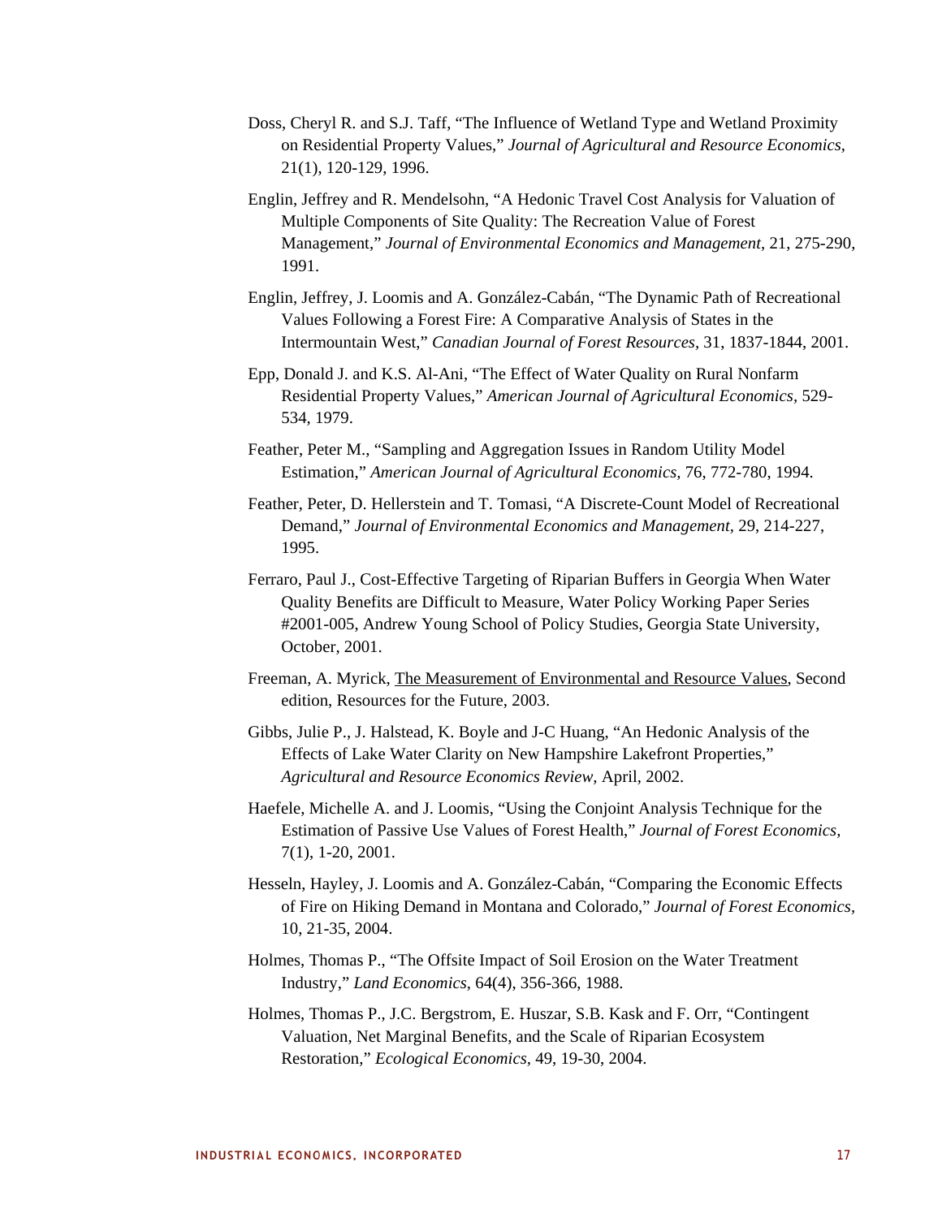Doss, Cheryl R. and S.J. Taff, "The Influence of Wetland Type and Wetland Proximity on Residential Property Values," *Journal of Agricultural and Resource Economics*, 21(1), 120-129, 1996.

Englin, Jeffrey and R. Mendelsohn, "A Hedonic Travel Cost Analysis for Valuation of Multiple Components of Site Quality: The Recreation Value of Forest Management," *Journal of Environmental Economics and Management,* 21, 275-290, 1991.

Englin, Jeffrey, J. Loomis and A. González-Cabán, "The Dynamic Path of Recreational Values Following a Forest Fire: A Comparative Analysis of States in the Intermountain West," *Canadian Journal of Forest Resources,* 31, 1837-1844, 2001.

Epp, Donald J. and K.S. Al-Ani, "The Effect of Water Quality on Rural Nonfarm Residential Property Values," *American Journal of Agricultural Economics,* 529-534, 1979.

Feather, Peter M., "Sampling and Aggregation Issues in Random Utility Model Estimation," *American Journal of Agricultural Economics,* 76, 772-780, 1994.

Feather, Peter, D. Hellerstein and T. Tomasi, "A Discrete-Count Model of Recreational Demand," *Journal of Environmental Economics and Management*, 29, 214-227, 1995.

Ferraro, Paul J., Cost-Effective Targeting of Riparian Buffers in Georgia When Water Quality Benefits are Difficult to Measure, Water Policy Working Paper Series #2001-005, Andrew Young School of Policy Studies, Georgia State University, October, 2001.

Freeman, A. Myrick, The Measurement of Environmental and Resource Values, Second edition, Resources for the Future, 2003.

Gibbs, Julie P., J. Halstead, K. Boyle and J-C Huang, "An Hedonic Analysis of the Effects of Lake Water Clarity on New Hampshire Lakefront Properties," *Agricultural and Resource Economics Review,* April, 2002.

Haefele, Michelle A. and J. Loomis, "Using the Conjoint Analysis Technique for the Estimation of Passive Use Values of Forest Health," *Journal of Forest Economics*, 7(1), 1-20, 2001.

Hesseln, Hayley, J. Loomis and A. González-Cabán, "Comparing the Economic Effects of Fire on Hiking Demand in Montana and Colorado," *Journal of Forest Economics,* 10, 21-35, 2004.

Holmes, Thomas P., "The Offsite Impact of Soil Erosion on the Water Treatment Industry," *Land Economics*, 64(4), 356-366, 1988.

Holmes, Thomas P., J.C. Bergstrom, E. Huszar, S.B. Kask and F. Orr, "Contingent Valuation, Net Marginal Benefits, and the Scale of Riparian Ecosystem Restoration," *Ecological Economics*, 49, 19-30, 2004.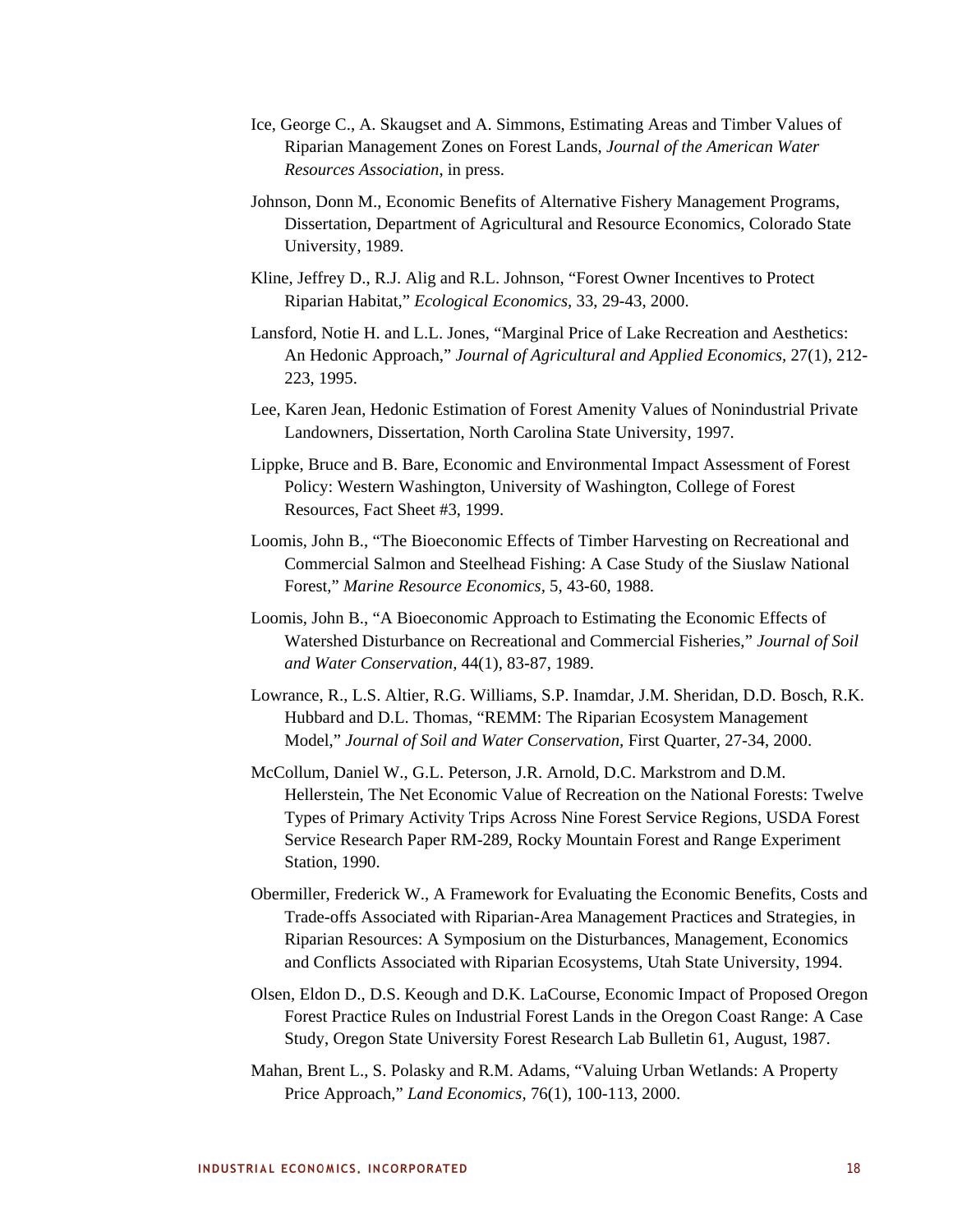Ice, George C., A. Skaugset and A. Simmons, Estimating Areas and Timber Values of Riparian Management Zones on Forest Lands, *Journal of the American Water Resources Association*, in press.

Johnson, Donn M., Economic Benefits of Alternative Fishery Management Programs, Dissertation, Department of Agricultural and Resource Economics, Colorado State University, 1989.

Kline, Jeffrey D., R.J. Alig and R.L. Johnson, "Forest Owner Incentives to Protect Riparian Habitat," *Ecological Economics,* 33, 29-43, 2000.

Lansford, Notie H. and L.L. Jones, "Marginal Price of Lake Recreation and Aesthetics: An Hedonic Approach," *Journal of Agricultural and Applied Economics,* 27(1), 212-223, 1995.

Lee, Karen Jean, Hedonic Estimation of Forest Amenity Values of Nonindustrial Private Landowners, Dissertation, North Carolina State University, 1997.

Lippke, Bruce and B. Bare, Economic and Environmental Impact Assessment of Forest Policy: Western Washington, University of Washington, College of Forest Resources, Fact Sheet #3, 1999.

Loomis, John B., "The Bioeconomic Effects of Timber Harvesting on Recreational and Commercial Salmon and Steelhead Fishing: A Case Study of the Siuslaw National Forest," *Marine Resource Economics,* 5, 43-60, 1988.

Loomis, John B., "A Bioeconomic Approach to Estimating the Economic Effects of Watershed Disturbance on Recreational and Commercial Fisheries," *Journal of Soil and Water Conservation,* 44(1), 83-87, 1989.

Lowrance, R., L.S. Altier, R.G. Williams, S.P. Inamdar, J.M. Sheridan, D.D. Bosch, R.K. Hubbard and D.L. Thomas, "REMM: The Riparian Ecosystem Management Model," *Journal of Soil and Water Conservation,* First Quarter, 27-34, 2000.

McCollum, Daniel W., G.L. Peterson, J.R. Arnold, D.C. Markstrom and D.M. Hellerstein, The Net Economic Value of Recreation on the National Forests: Twelve Types of Primary Activity Trips Across Nine Forest Service Regions, USDA Forest Service Research Paper RM-289, Rocky Mountain Forest and Range Experiment Station, 1990.

Obermiller, Frederick W., A Framework for Evaluating the Economic Benefits, Costs and Trade-offs Associated with Riparian-Area Management Practices and Strategies, in Riparian Resources: A Symposium on the Disturbances, Management, Economics and Conflicts Associated with Riparian Ecosystems, Utah State University, 1994.

Olsen, Eldon D., D.S. Keough and D.K. LaCourse, Economic Impact of Proposed Oregon Forest Practice Rules on Industrial Forest Lands in the Oregon Coast Range: A Case Study, Oregon State University Forest Research Lab Bulletin 61, August, 1987.

Mahan, Brent L., S. Polasky and R.M. Adams, "Valuing Urban Wetlands: A Property Price Approach," *Land Economics,* 76(1), 100-113, 2000.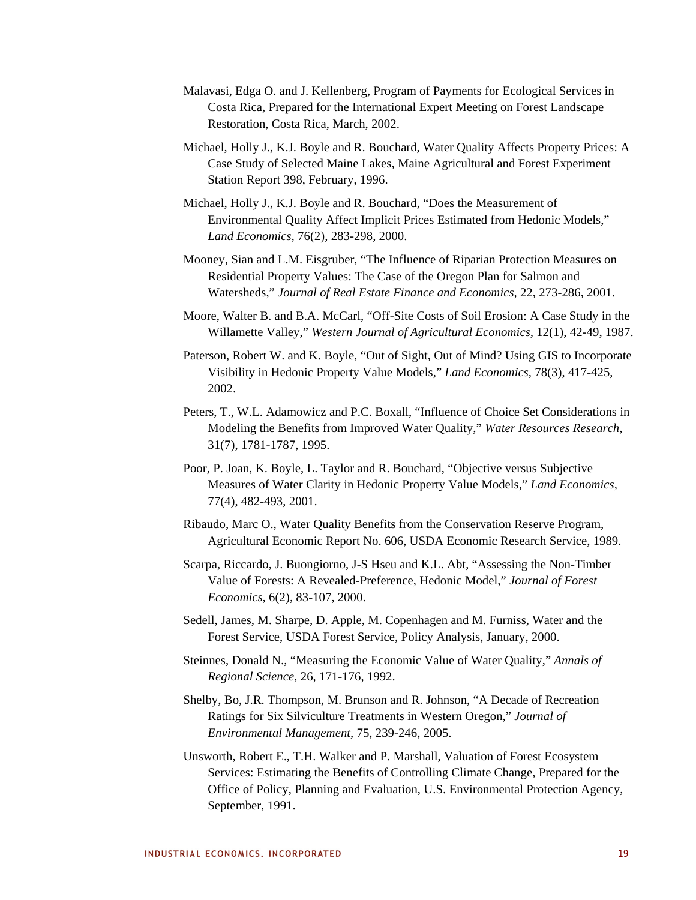Malavasi, Edga O. and J. Kellenberg, Program of Payments for Ecological Services in Costa Rica, Prepared for the International Expert Meeting on Forest Landscape Restoration, Costa Rica, March, 2002.

Michael, Holly J., K.J. Boyle and R. Bouchard, Water Quality Affects Property Prices: A Case Study of Selected Maine Lakes, Maine Agricultural and Forest Experiment Station Report 398, February, 1996.

Michael, Holly J., K.J. Boyle and R. Bouchard, "Does the Measurement of Environmental Quality Affect Implicit Prices Estimated from Hedonic Models," *Land Economics*, 76(2), 283-298, 2000.

Mooney, Sian and L.M. Eisgruber, "The Influence of Riparian Protection Measures on Residential Property Values: The Case of the Oregon Plan for Salmon and Watersheds," *Journal of Real Estate Finance and Economics*, 22, 273-286, 2001.

Moore, Walter B. and B.A. McCarl, "Off-Site Costs of Soil Erosion: A Case Study in the Willamette Valley," *Western Journal of Agricultural Economics*, 12(1), 42-49, 1987.

Paterson, Robert W. and K. Boyle, "Out of Sight, Out of Mind? Using GIS to Incorporate Visibility in Hedonic Property Value Models," *Land Economics*, 78(3), 417-425, 2002.

Peters, T., W.L. Adamowicz and P.C. Boxall, "Influence of Choice Set Considerations in Modeling the Benefits from Improved Water Quality," *Water Resources Research*, 31(7), 1781-1787, 1995.

Poor, P. Joan, K. Boyle, L. Taylor and R. Bouchard, "Objective versus Subjective Measures of Water Clarity in Hedonic Property Value Models," *Land Economics*, 77(4), 482-493, 2001.

Ribaudo, Marc O., Water Quality Benefits from the Conservation Reserve Program, Agricultural Economic Report No. 606, USDA Economic Research Service, 1989.

Scarpa, Riccardo, J. Buongiorno, J-S Hseu and K.L. Abt, "Assessing the Non-Timber Value of Forests: A Revealed-Preference, Hedonic Model," *Journal of Forest Economics*, 6(2), 83-107, 2000.

Sedell, James, M. Sharpe, D. Apple, M. Copenhagen and M. Furniss, Water and the Forest Service, USDA Forest Service, Policy Analysis, January, 2000.

Steinnes, Donald N., "Measuring the Economic Value of Water Quality," *Annals of Regional Science*, 26, 171-176, 1992.

Shelby, Bo, J.R. Thompson, M. Brunson and R. Johnson, "A Decade of Recreation Ratings for Six Silviculture Treatments in Western Oregon," *Journal of Environmental Management*, 75, 239-246, 2005.

Unsworth, Robert E., T.H. Walker and P. Marshall, Valuation of Forest Ecosystem Services: Estimating the Benefits of Controlling Climate Change, Prepared for the Office of Policy, Planning and Evaluation, U.S. Environmental Protection Agency, September, 1991.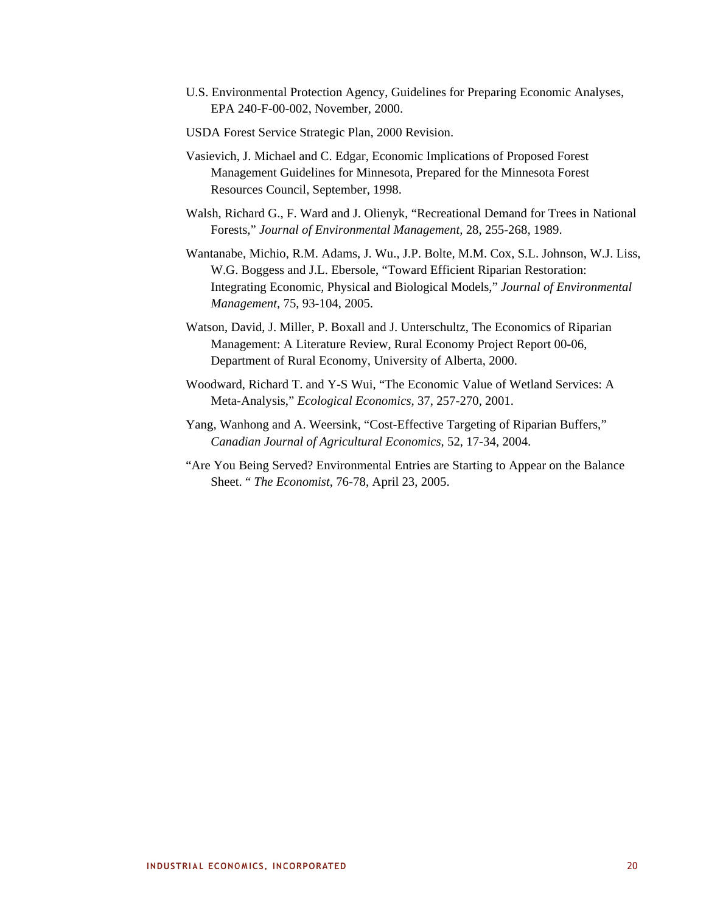U.S. Environmental Protection Agency, Guidelines for Preparing Economic Analyses, EPA 240-F-00-002, November, 2000.

USDA Forest Service Strategic Plan, 2000 Revision.

Vasievich, J. Michael and C. Edgar, Economic Implications of Proposed Forest Management Guidelines for Minnesota, Prepared for the Minnesota Forest Resources Council, September, 1998.

Walsh, Richard G., F. Ward and J. Olienyk, "Recreational Demand for Trees in National Forests," *Journal of Environmental Management*, 28, 255-268, 1989.

Wantanabe, Michio, R.M. Adams, J. Wu., J.P. Bolte, M.M. Cox, S.L. Johnson, W.J. Liss, W.G. Boggess and J.L. Ebersole, "Toward Efficient Riparian Restoration: Integrating Economic, Physical and Biological Models," *Journal of Environmental Management*, 75, 93-104, 2005.

Watson, David, J. Miller, P. Boxall and J. Unterschultz, The Economics of Riparian Management: A Literature Review, Rural Economy Project Report 00-06, Department of Rural Economy, University of Alberta, 2000.

Woodward, Richard T. and Y-S Wui, "The Economic Value of Wetland Services: A Meta-Analysis," *Ecological Economics*, 37, 257-270, 2001.

Yang, Wanhong and A. Weersink, "Cost-Effective Targeting of Riparian Buffers," *Canadian Journal of Agricultural Economics*, 52, 17-34, 2004.

"Are You Being Served? Environmental Entries are Starting to Appear on the Balance Sheet. " *The Economist*, 76-78, April 23, 2005.